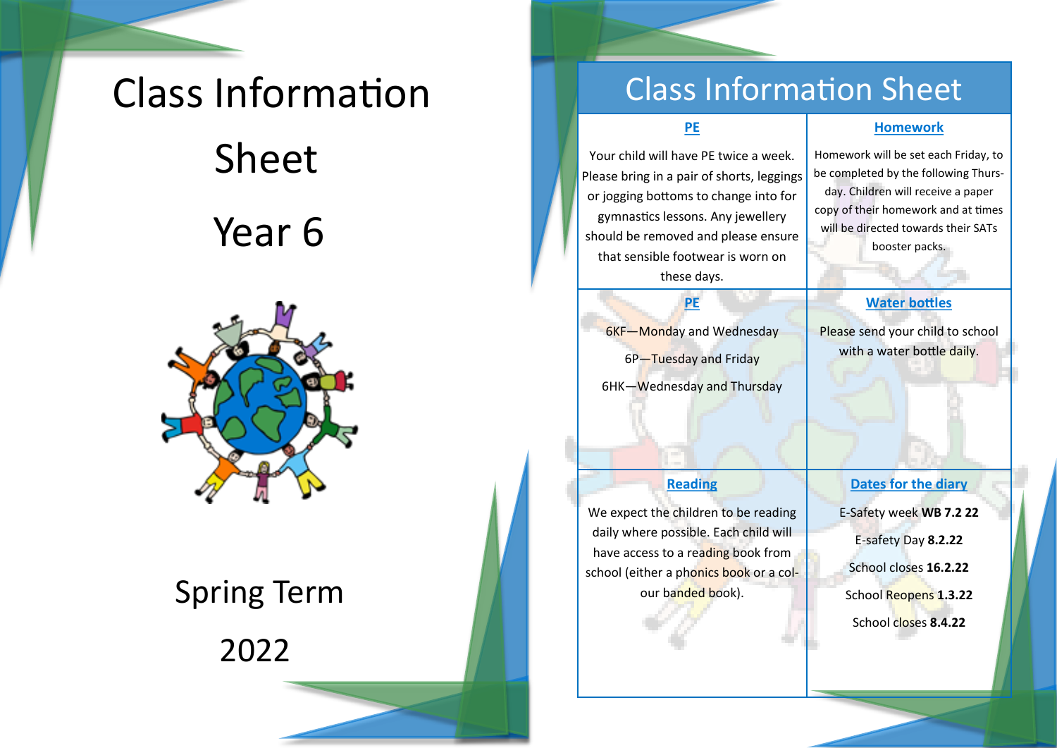# Class Information Sheet

# Year 6

## Spring Term

## 2022

# Class Information Sheet

### PE

Your child will have PE twice a week. Please bring in a pair of shorts, leggings or jogging bottoms to change into for gymnastics lessons. Any jewellery should be removed and please ensure that sensible footwear is worn on these days.

### Homework

Homework will be set each Friday, to be completed by the following Thursday. Children will receive a paper copy of their homework and at times will be directed towards their SATs booster packs.

### PE

6KF—Monday and Wednesday

6P—Tuesday and Friday

6HK—Wednesday and Thursday

### Water bottles

Please send your child to school with a water bottle daily.

### Reading

We expect the children to be reading daily where possible. Each child will have access to a reading book from school (either a phonics book or a colour banded book).

### Dates for the diary

E-Safety week **WB 7.2 22**

E-safety Day **8.2.22**

School closes **16.2.22**

School Reopens **1.3.22**

School closes **8.4.22**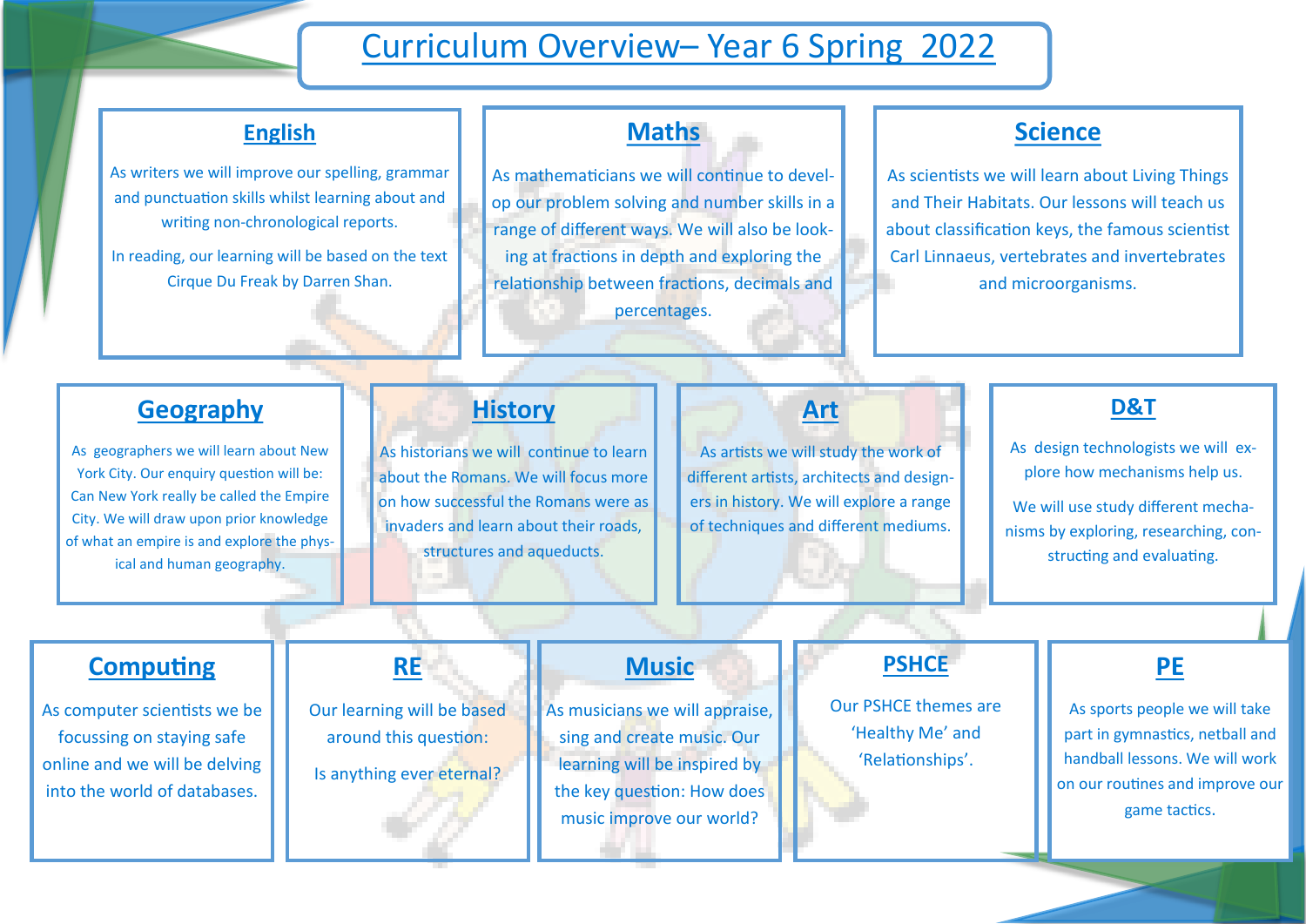# Curriculum Overview– Year 6 Spring 2022

## English

As writers we will improve our spelling, grammar and punctuation skills whilst learning about and writing non-chronological reports.

In reading, our learning will be based on the text Cirque Du Freak by Darren Shan.

## Maths

As mathematicians we will continue to develop our problem solving and number skills in a range of different ways. We will also be looking at fractions in depth and exploring the relationship between fractions, decimals and percentages.

## Science

As scientists we will learn about Living Things and Their Habitats. Our lessons will teach us about classification keys, the famous scientist Carl Linnaeus, vertebrates and invertebrates and microorganisms.

## Geography

As geographers we will learn about New York City. Our enquiry question will be: Can New York really be called the Empire City. We will draw upon prior knowledge of what an empire is and explore the physical and human geography.

## History

As historians we will continue to learn about the Romans. We will focus more on how successful the Romans were as invaders and learn about their roads, structures and aqueducts.

## Art

As artists we will study the work of different artists, architects and designers in history. We will explore a range of techniques and different mediums.

## D&T

As design technologists we will explore how mechanisms help us.

We will use study different mechanisms by exploring, researching, constructing and evaluating.

## Computing

As computer scientists we be focussing on staying safe online and we will be delving into the world of databases.

## RE

Our learning will be based around this question:

Is anything ever eternal?

## Music

As musicians we will appraise, sing and create music. Our learning will be inspired by the key question: How does music improve our world?

## PSHCE

Our PSHCE themes are 'Healthy Me' and 'Relationships'.

## PE

As sports people we will take part in gymnastics, netball and handball lessons. We will work on our routines and improve our game tactics.